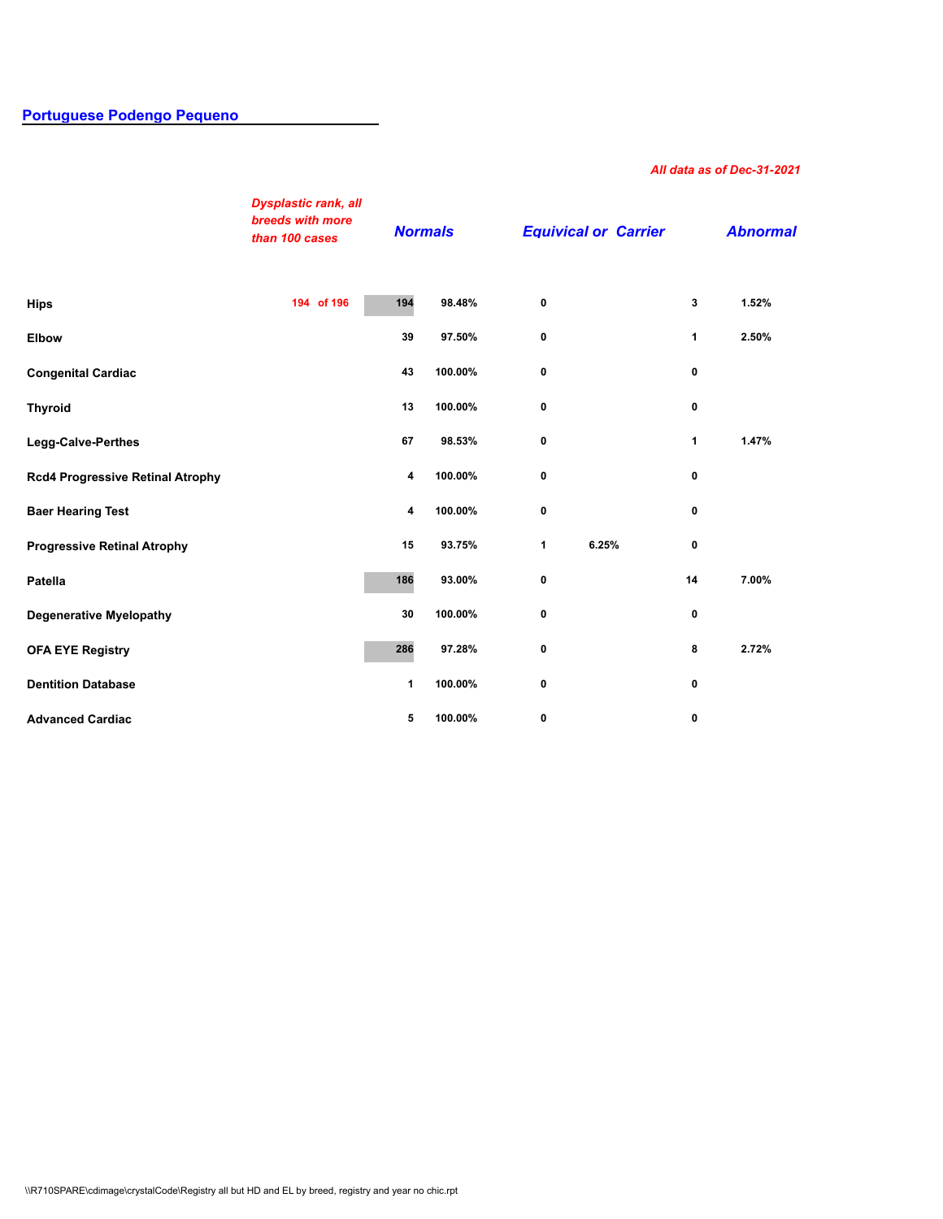## Portuguese Podengo Pequeno

*All data as of Dec-31-2021*

| | *Dysplastic rank, all breeds with more than 100 cases* | *Normals* | | *Equivical or Carrier* | | *Abnormal* | |
|---|---|---|---|---|---|---|---|
| **Hips** | 194 of 196 | 194 | 98.48% | 0 | | 3 | 1.52% |
| **Elbow** | | 39 | 97.50% | 0 | | 1 | 2.50% |
| **Congenital Cardiac** | | 43 | 100.00% | 0 | | 0 | |
| **Thyroid** | | 13 | 100.00% | 0 | | 0 | |
| **Legg-Calve-Perthes** | | 67 | 98.53% | 0 | | 1 | 1.47% |
| **Rcd4 Progressive Retinal Atrophy** | | 4 | 100.00% | 0 | | 0 | |
| **Baer Hearing Test** | | 4 | 100.00% | 0 | | 0 | |
| **Progressive Retinal Atrophy** | | 15 | 93.75% | 1 | 6.25% | 0 | |
| **Patella** | | 186 | 93.00% | 0 | | 14 | 7.00% |
| **Degenerative Myelopathy** | | 30 | 100.00% | 0 | | 0 | |
| **OFA EYE Registry** | | 286 | 97.28% | 0 | | 8 | 2.72% |
| **Dentition Database** | | 1 | 100.00% | 0 | | 0 | |
| **Advanced Cardiac** | | 5 | 100.00% | 0 | | 0 | |

\\R710SPARE\cdimage\crystalCode\Registry all but HD and EL by breed, registry and year no chic.rpt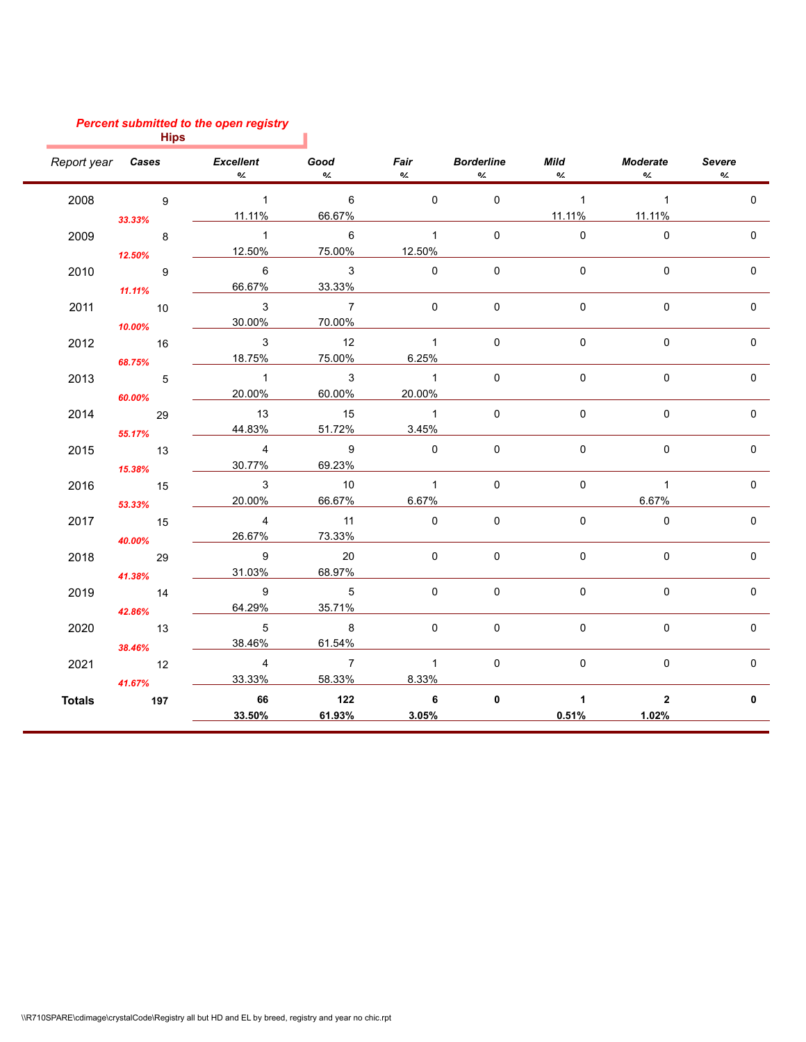*Percent submitted to the open registry*

**Hips**

| Report year | Cases | Excellent % | Good % | Fair % | Borderline % | Mild % | Moderate % | Severe % |
|---|---|---|---|---|---|---|---|---|
| 2008 *33.33%* | 9 | 1 11.11% | 6 66.67% | 0 | 0 | 1 11.11% | 1 11.11% | 0 |
| 2009 *12.50%* | 8 | 1 12.50% | 6 75.00% | 1 12.50% | 0 | 0 | 0 | 0 |
| 2010 *11.11%* | 9 | 6 66.67% | 3 33.33% | 0 | 0 | 0 | 0 | 0 |
| 2011 *10.00%* | 10 | 3 30.00% | 7 70.00% | 0 | 0 | 0 | 0 | 0 |
| 2012 *68.75%* | 16 | 3 18.75% | 12 75.00% | 1 6.25% | 0 | 0 | 0 | 0 |
| 2013 *60.00%* | 5 | 1 20.00% | 3 60.00% | 1 20.00% | 0 | 0 | 0 | 0 |
| 2014 *55.17%* | 29 | 13 44.83% | 15 51.72% | 1 3.45% | 0 | 0 | 0 | 0 |
| 2015 *15.38%* | 13 | 4 30.77% | 9 69.23% | 0 | 0 | 0 | 0 | 0 |
| 2016 *53.33%* | 15 | 3 20.00% | 10 66.67% | 1 6.67% | 0 | 0 | 1 6.67% | 0 |
| 2017 *40.00%* | 15 | 4 26.67% | 11 73.33% | 0 | 0 | 0 | 0 | 0 |
| 2018 *41.38%* | 29 | 9 31.03% | 20 68.97% | 0 | 0 | 0 | 0 | 0 |
| 2019 *42.86%* | 14 | 9 64.29% | 5 35.71% | 0 | 0 | 0 | 0 | 0 |
| 2020 *38.46%* | 13 | 5 38.46% | 8 61.54% | 0 | 0 | 0 | 0 | 0 |
| 2021 *41.67%* | 12 | 4 33.33% | 7 58.33% | 1 8.33% | 0 | 0 | 0 | 0 |
| **Totals** | **197** | **66 33.50%** | **122 61.93%** | **6 3.05%** | **0** | **1 0.51%** | **2 1.02%** | **0** |

\\R710SPARE\cdimage\crystalCode\Registry all but HD and EL by breed, registry and year no chic.rpt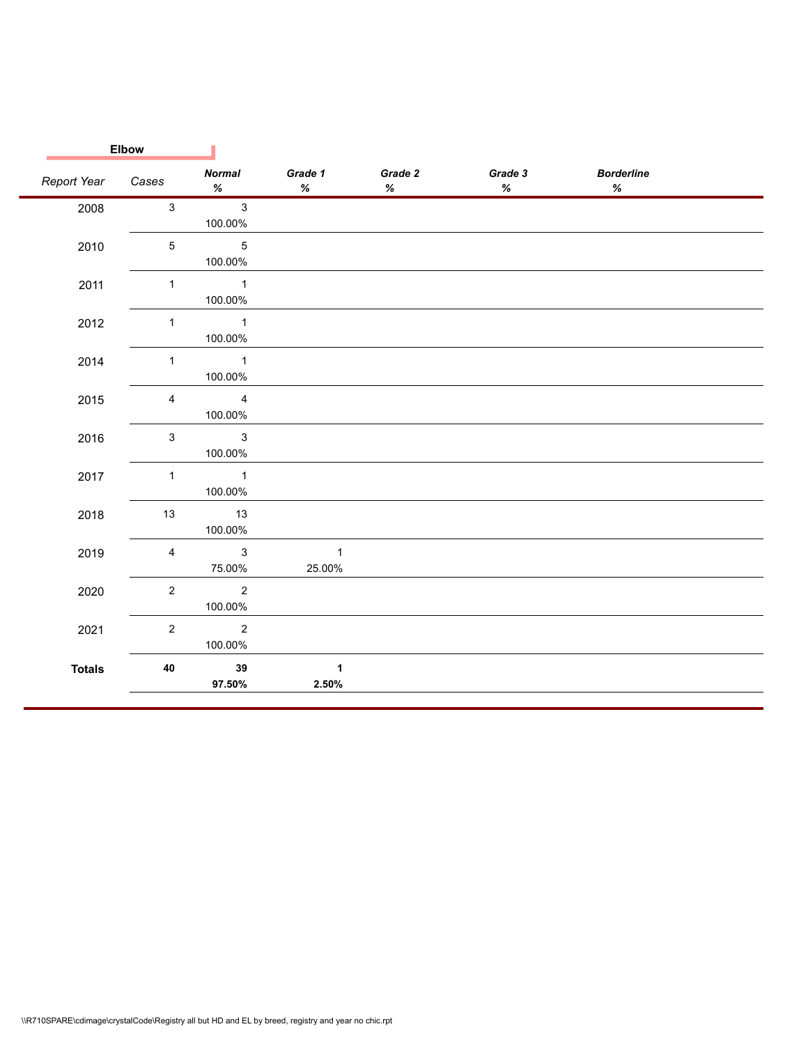**Elbow**

| *Report Year* | *Cases* | ***Normal %*** | ***Grade 1 %*** | ***Grade 2 %*** | ***Grade 3 %*** | ***Borderline %*** |
|---|---|---|---|---|---|---|
| 2008 | 3 | 3<br>100.00% | | | | |
| 2010 | 5 | 5<br>100.00% | | | | |
| 2011 | 1 | 1<br>100.00% | | | | |
| 2012 | 1 | 1<br>100.00% | | | | |
| 2014 | 1 | 1<br>100.00% | | | | |
| 2015 | 4 | 4<br>100.00% | | | | |
| 2016 | 3 | 3<br>100.00% | | | | |
| 2017 | 1 | 1<br>100.00% | | | | |
| 2018 | 13 | 13<br>100.00% | | | | |
| 2019 | 4 | 3<br>75.00% | 1<br>25.00% | | | |
| 2020 | 2 | 2<br>100.00% | | | | |
| 2021 | 2 | 2<br>100.00% | | | | |
| **Totals** | **40** | **39**<br>**97.50%** | **1**<br>**2.50%** | | | |

\\R710SPARE\cdimage\crystalCode\Registry all but HD and EL by breed, registry and year no chic.rpt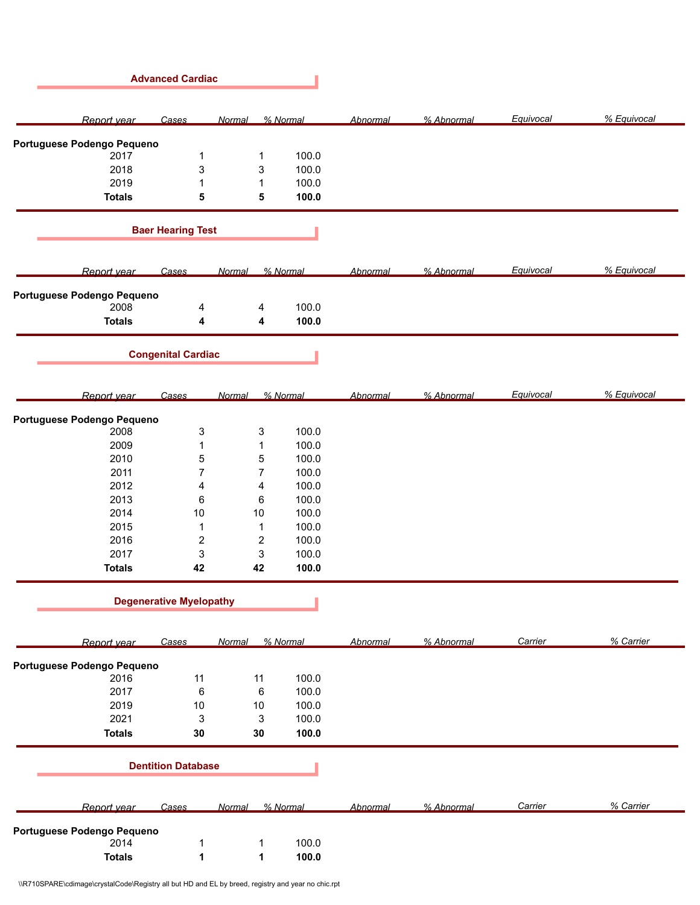## Advanced Cardiac

| Report year | Cases | Normal | % Normal | Abnormal | % Abnormal | Equivocal | % Equivocal |
|---|---|---|---|---|---|---|---|
| **Portuguese Podengo Pequeno** | | | | | | | |
| 2017 | 1 | 1 | 100.0 | | | | |
| 2018 | 3 | 3 | 100.0 | | | | |
| 2019 | 1 | 1 | 100.0 | | | | |
| **Totals** | **5** | **5** | **100.0** | | | | |

## Baer Hearing Test

| Report year | Cases | Normal | % Normal | Abnormal | % Abnormal | Equivocal | % Equivocal |
|---|---|---|---|---|---|---|---|
| **Portuguese Podengo Pequeno** | | | | | | | |
| 2008 | 4 | 4 | 100.0 | | | | |
| **Totals** | **4** | **4** | **100.0** | | | | |

## Congenital Cardiac

| Report year | Cases | Normal | % Normal | Abnormal | % Abnormal | Equivocal | % Equivocal |
|---|---|---|---|---|---|---|---|
| **Portuguese Podengo Pequeno** | | | | | | | |
| 2008 | 3 | 3 | 100.0 | | | | |
| 2009 | 1 | 1 | 100.0 | | | | |
| 2010 | 5 | 5 | 100.0 | | | | |
| 2011 | 7 | 7 | 100.0 | | | | |
| 2012 | 4 | 4 | 100.0 | | | | |
| 2013 | 6 | 6 | 100.0 | | | | |
| 2014 | 10 | 10 | 100.0 | | | | |
| 2015 | 1 | 1 | 100.0 | | | | |
| 2016 | 2 | 2 | 100.0 | | | | |
| 2017 | 3 | 3 | 100.0 | | | | |
| **Totals** | **42** | **42** | **100.0** | | | | |

## Degenerative Myelopathy

| Report year | Cases | Normal | % Normal | Abnormal | % Abnormal | Carrier | % Carrier |
|---|---|---|---|---|---|---|---|
| **Portuguese Podengo Pequeno** | | | | | | | |
| 2016 | 11 | 11 | 100.0 | | | | |
| 2017 | 6 | 6 | 100.0 | | | | |
| 2019 | 10 | 10 | 100.0 | | | | |
| 2021 | 3 | 3 | 100.0 | | | | |
| **Totals** | **30** | **30** | **100.0** | | | | |

## Dentition Database

| Report year | Cases | Normal | % Normal | Abnormal | % Abnormal | Carrier | % Carrier |
|---|---|---|---|---|---|---|---|
| **Portuguese Podengo Pequeno** | | | | | | | |
| 2014 | 1 | 1 | 100.0 | | | | |
| **Totals** | **1** | **1** | **100.0** | | | | |

\\R710SPARE\cdimage\crystalCode\Registry all but HD and EL by breed, registry and year no chic.rpt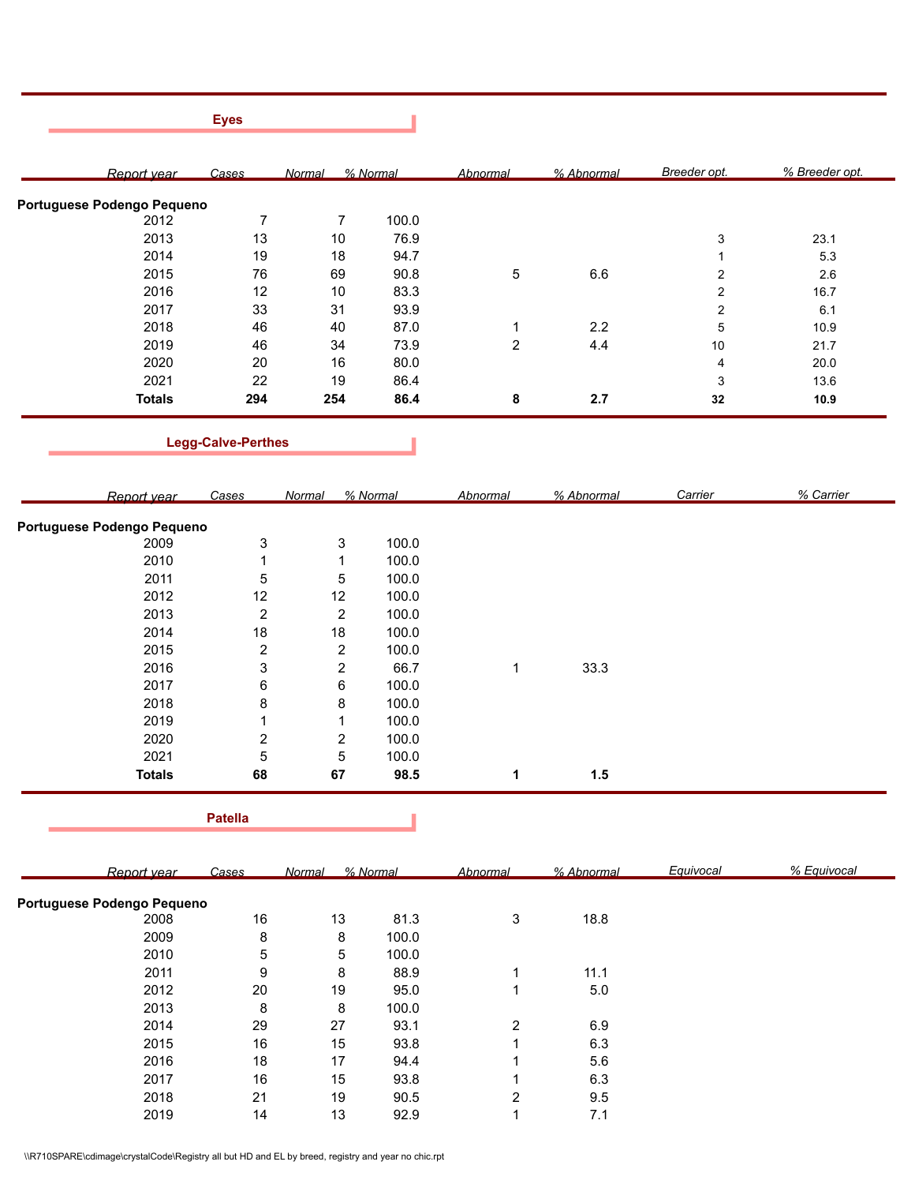## Eyes

| Report year | Cases | Normal | % Normal | Abnormal | % Abnormal | Breeder opt. | % Breeder opt. |
|---|---|---|---|---|---|---|---|
| **Portuguese Podengo Pequeno** | | | | | | | |
| 2012 | 7 | 7 | 100.0 | | | | |
| 2013 | 13 | 10 | 76.9 | | | 3 | 23.1 |
| 2014 | 19 | 18 | 94.7 | | | 1 | 5.3 |
| 2015 | 76 | 69 | 90.8 | 5 | 6.6 | 2 | 2.6 |
| 2016 | 12 | 10 | 83.3 | | | 2 | 16.7 |
| 2017 | 33 | 31 | 93.9 | | | 2 | 6.1 |
| 2018 | 46 | 40 | 87.0 | 1 | 2.2 | 5 | 10.9 |
| 2019 | 46 | 34 | 73.9 | 2 | 4.4 | 10 | 21.7 |
| 2020 | 20 | 16 | 80.0 | | | 4 | 20.0 |
| 2021 | 22 | 19 | 86.4 | | | 3 | 13.6 |
| **Totals** | **294** | **254** | **86.4** | **8** | **2.7** | **32** | **10.9** |

## Legg-Calve-Perthes

| Report year | Cases | Normal | % Normal | Abnormal | % Abnormal | Carrier | % Carrier |
|---|---|---|---|---|---|---|---|
| **Portuguese Podengo Pequeno** | | | | | | | |
| 2009 | 3 | 3 | 100.0 | | | | |
| 2010 | 1 | 1 | 100.0 | | | | |
| 2011 | 5 | 5 | 100.0 | | | | |
| 2012 | 12 | 12 | 100.0 | | | | |
| 2013 | 2 | 2 | 100.0 | | | | |
| 2014 | 18 | 18 | 100.0 | | | | |
| 2015 | 2 | 2 | 100.0 | | | | |
| 2016 | 3 | 2 | 66.7 | 1 | 33.3 | | |
| 2017 | 6 | 6 | 100.0 | | | | |
| 2018 | 8 | 8 | 100.0 | | | | |
| 2019 | 1 | 1 | 100.0 | | | | |
| 2020 | 2 | 2 | 100.0 | | | | |
| 2021 | 5 | 5 | 100.0 | | | | |
| **Totals** | **68** | **67** | **98.5** | **1** | **1.5** | | |

## Patella

| Report year | Cases | Normal | % Normal | Abnormal | % Abnormal | Equivocal | % Equivocal |
|---|---|---|---|---|---|---|---|
| **Portuguese Podengo Pequeno** | | | | | | | |
| 2008 | 16 | 13 | 81.3 | 3 | 18.8 | | |
| 2009 | 8 | 8 | 100.0 | | | | |
| 2010 | 5 | 5 | 100.0 | | | | |
| 2011 | 9 | 8 | 88.9 | 1 | 11.1 | | |
| 2012 | 20 | 19 | 95.0 | 1 | 5.0 | | |
| 2013 | 8 | 8 | 100.0 | | | | |
| 2014 | 29 | 27 | 93.1 | 2 | 6.9 | | |
| 2015 | 16 | 15 | 93.8 | 1 | 6.3 | | |
| 2016 | 18 | 17 | 94.4 | 1 | 5.6 | | |
| 2017 | 16 | 15 | 93.8 | 1 | 6.3 | | |
| 2018 | 21 | 19 | 90.5 | 2 | 9.5 | | |
| 2019 | 14 | 13 | 92.9 | 1 | 7.1 | | |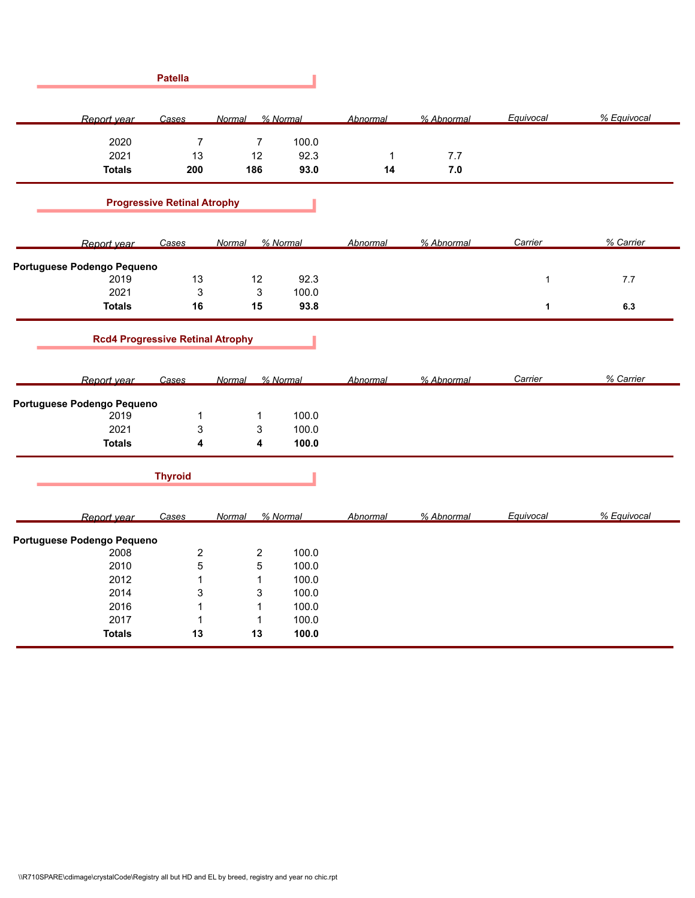## Patella

| Report year | Cases | Normal | % Normal | Abnormal | % Abnormal | Equivocal | % Equivocal |
|---|---|---|---|---|---|---|---|
| 2020 | 7 | 7 | 100.0 | | | | |
| 2021 | 13 | 12 | 92.3 | 1 | 7.7 | | |
| **Totals** | **200** | **186** | **93.0** | **14** | **7.0** | | |

## Progressive Retinal Atrophy

| Report year | Cases | Normal | % Normal | Abnormal | % Abnormal | Carrier | % Carrier |
|---|---|---|---|---|---|---|---|
| **Portuguese Podengo Pequeno** | | | | | | | |
| 2019 | 13 | 12 | 92.3 | | | 1 | 7.7 |
| 2021 | 3 | 3 | 100.0 | | | | |
| **Totals** | **16** | **15** | **93.8** | | | **1** | **6.3** |

## Rcd4 Progressive Retinal Atrophy

| Report year | Cases | Normal | % Normal | Abnormal | % Abnormal | Carrier | % Carrier |
|---|---|---|---|---|---|---|---|
| **Portuguese Podengo Pequeno** | | | | | | | |
| 2019 | 1 | 1 | 100.0 | | | | |
| 2021 | 3 | 3 | 100.0 | | | | |
| **Totals** | **4** | **4** | **100.0** | | | | |

## Thyroid

| Report year | Cases | Normal | % Normal | Abnormal | % Abnormal | Equivocal | % Equivocal |
|---|---|---|---|---|---|---|---|
| **Portuguese Podengo Pequeno** | | | | | | | |
| 2008 | 2 | 2 | 100.0 | | | | |
| 2010 | 5 | 5 | 100.0 | | | | |
| 2012 | 1 | 1 | 100.0 | | | | |
| 2014 | 3 | 3 | 100.0 | | | | |
| 2016 | 1 | 1 | 100.0 | | | | |
| 2017 | 1 | 1 | 100.0 | | | | |
| **Totals** | **13** | **13** | **100.0** | | | | |